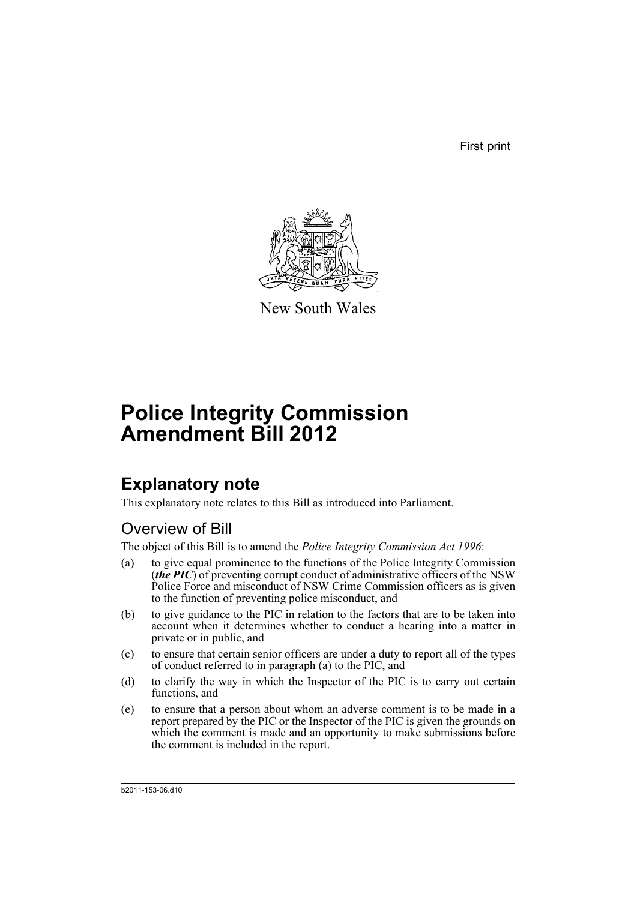First print

New South Wales

# Police Integrity Commission Amendment Bill 2012

## Explanatory note

This explanatory note relates to this Bill as introduced into Parliament.

### Overview of Bill

The object of this Bill is to amend the *Police Integrity Commission Act 1996*:

(a) to give equal prominence to the functions of the Police Integrity Commission (***the PIC***) of preventing corrupt conduct of administrative officers of the NSW Police Force and misconduct of NSW Crime Commission officers as is given to the function of preventing police misconduct, and

(b) to give guidance to the PIC in relation to the factors that are to be taken into account when it determines whether to conduct a hearing into a matter in private or in public, and

(c) to ensure that certain senior officers are under a duty to report all of the types of conduct referred to in paragraph (a) to the PIC, and

(d) to clarify the way in which the Inspector of the PIC is to carry out certain functions, and

(e) to ensure that a person about whom an adverse comment is to be made in a report prepared by the PIC or the Inspector of the PIC is given the grounds on which the comment is made and an opportunity to make submissions before the comment is included in the report.

b2011-153-06.d10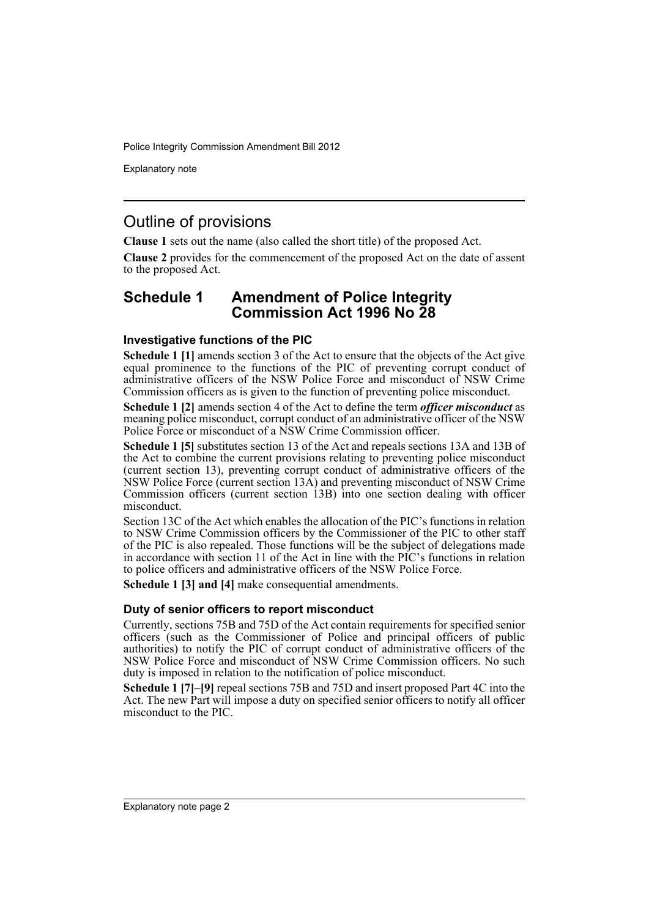## Outline of provisions

**Clause 1** sets out the name (also called the short title) of the proposed Act.

**Clause 2** provides for the commencement of the proposed Act on the date of assent to the proposed Act.

## Schedule 1 Amendment of Police Integrity Commission Act 1996 No 28

### Investigative functions of the PIC

**Schedule 1 [1]** amends section 3 of the Act to ensure that the objects of the Act give equal prominence to the functions of the PIC of preventing corrupt conduct of administrative officers of the NSW Police Force and misconduct of NSW Crime Commission officers as is given to the function of preventing police misconduct.

**Schedule 1 [2]** amends section 4 of the Act to define the term ***officer misconduct*** as meaning police misconduct, corrupt conduct of an administrative officer of the NSW Police Force or misconduct of a NSW Crime Commission officer.

**Schedule 1 [5]** substitutes section 13 of the Act and repeals sections 13A and 13B of the Act to combine the current provisions relating to preventing police misconduct (current section 13), preventing corrupt conduct of administrative officers of the NSW Police Force (current section 13A) and preventing misconduct of NSW Crime Commission officers (current section 13B) into one section dealing with officer misconduct.

Section 13C of the Act which enables the allocation of the PIC's functions in relation to NSW Crime Commission officers by the Commissioner of the PIC to other staff of the PIC is also repealed. Those functions will be the subject of delegations made in accordance with section 11 of the Act in line with the PIC's functions in relation to police officers and administrative officers of the NSW Police Force.

**Schedule 1 [3] and [4]** make consequential amendments.

### Duty of senior officers to report misconduct

Currently, sections 75B and 75D of the Act contain requirements for specified senior officers (such as the Commissioner of Police and principal officers of public authorities) to notify the PIC of corrupt conduct of administrative officers of the NSW Police Force and misconduct of NSW Crime Commission officers. No such duty is imposed in relation to the notification of police misconduct.

**Schedule 1 [7]–[9]** repeal sections 75B and 75D and insert proposed Part 4C into the Act. The new Part will impose a duty on specified senior officers to notify all officer misconduct to the PIC.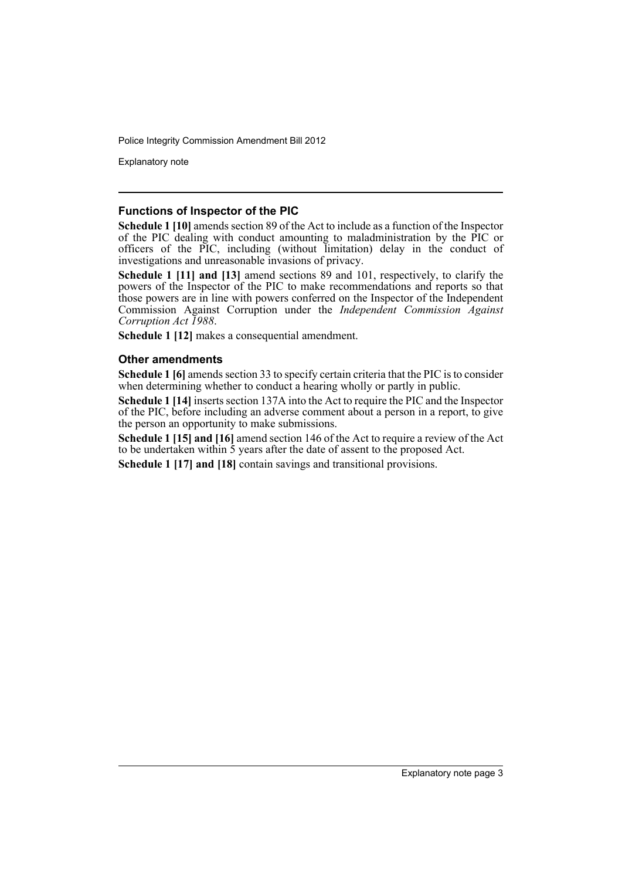### Functions of Inspector of the PIC

**Schedule 1 [10]** amends section 89 of the Act to include as a function of the Inspector of the PIC dealing with conduct amounting to maladministration by the PIC or officers of the PIC, including (without limitation) delay in the conduct of investigations and unreasonable invasions of privacy.

**Schedule 1 [11] and [13]** amend sections 89 and 101, respectively, to clarify the powers of the Inspector of the PIC to make recommendations and reports so that those powers are in line with powers conferred on the Inspector of the Independent Commission Against Corruption under the *Independent Commission Against Corruption Act 1988*.

**Schedule 1 [12]** makes a consequential amendment.

### Other amendments

**Schedule 1 [6]** amends section 33 to specify certain criteria that the PIC is to consider when determining whether to conduct a hearing wholly or partly in public.

**Schedule 1 [14]** inserts section 137A into the Act to require the PIC and the Inspector of the PIC, before including an adverse comment about a person in a report, to give the person an opportunity to make submissions.

**Schedule 1 [15] and [16]** amend section 146 of the Act to require a review of the Act to be undertaken within 5 years after the date of assent to the proposed Act.

**Schedule 1 [17] and [18]** contain savings and transitional provisions.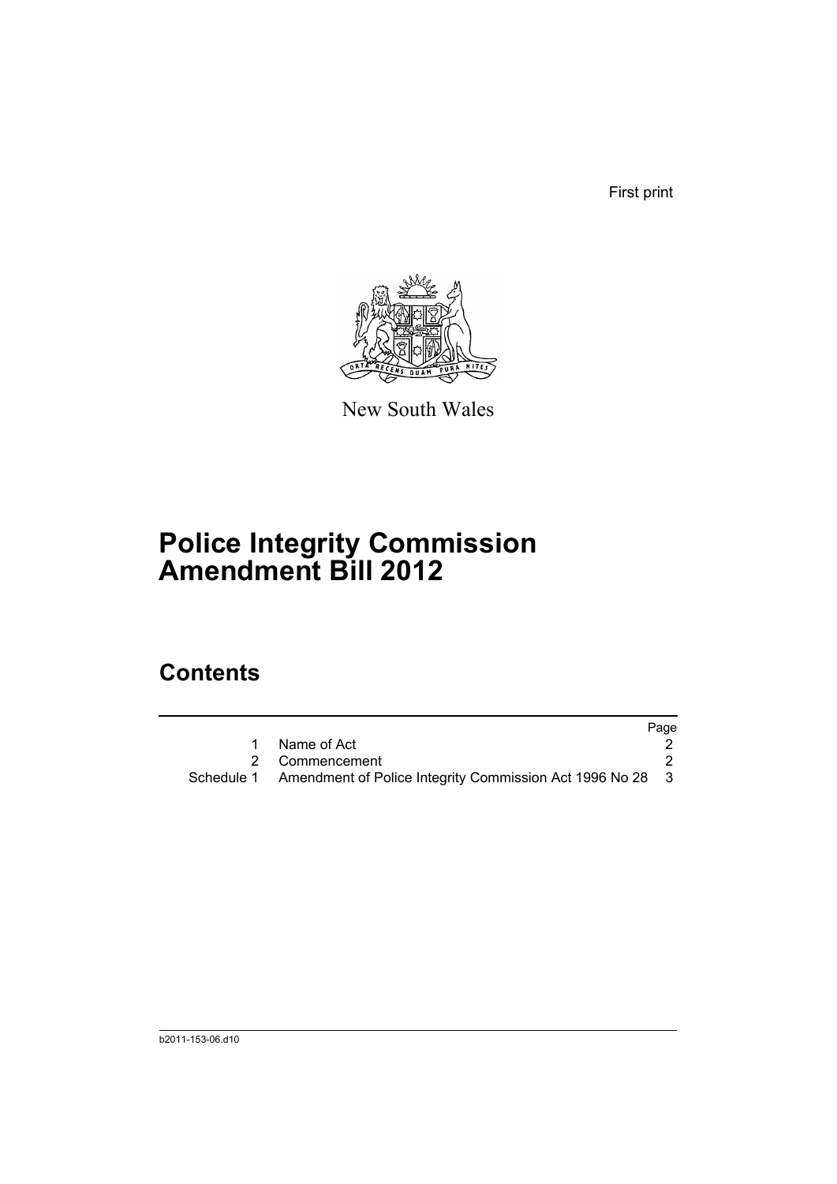First print

New South Wales

# Police Integrity Commission Amendment Bill 2012

## Contents

| | | Page |
|---|---|---|
| 1 | Name of Act | 2 |
| 2 | Commencement | 2 |
| Schedule 1 | Amendment of Police Integrity Commission Act 1996 No 28 | 3 |

b2011-153-06.d10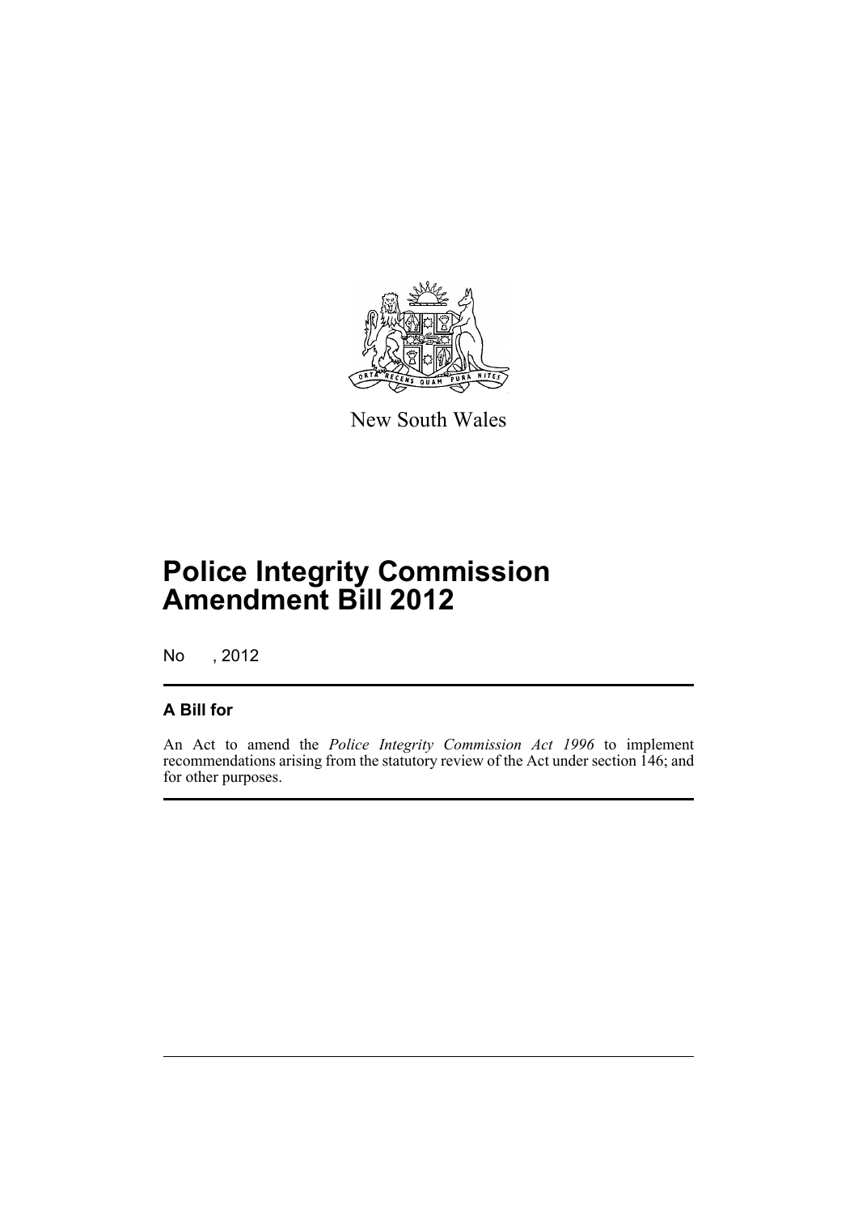New South Wales

# Police Integrity Commission Amendment Bill 2012

No , 2012

## A Bill for

An Act to amend the *Police Integrity Commission Act 1996* to implement recommendations arising from the statutory review of the Act under section 146; and for other purposes.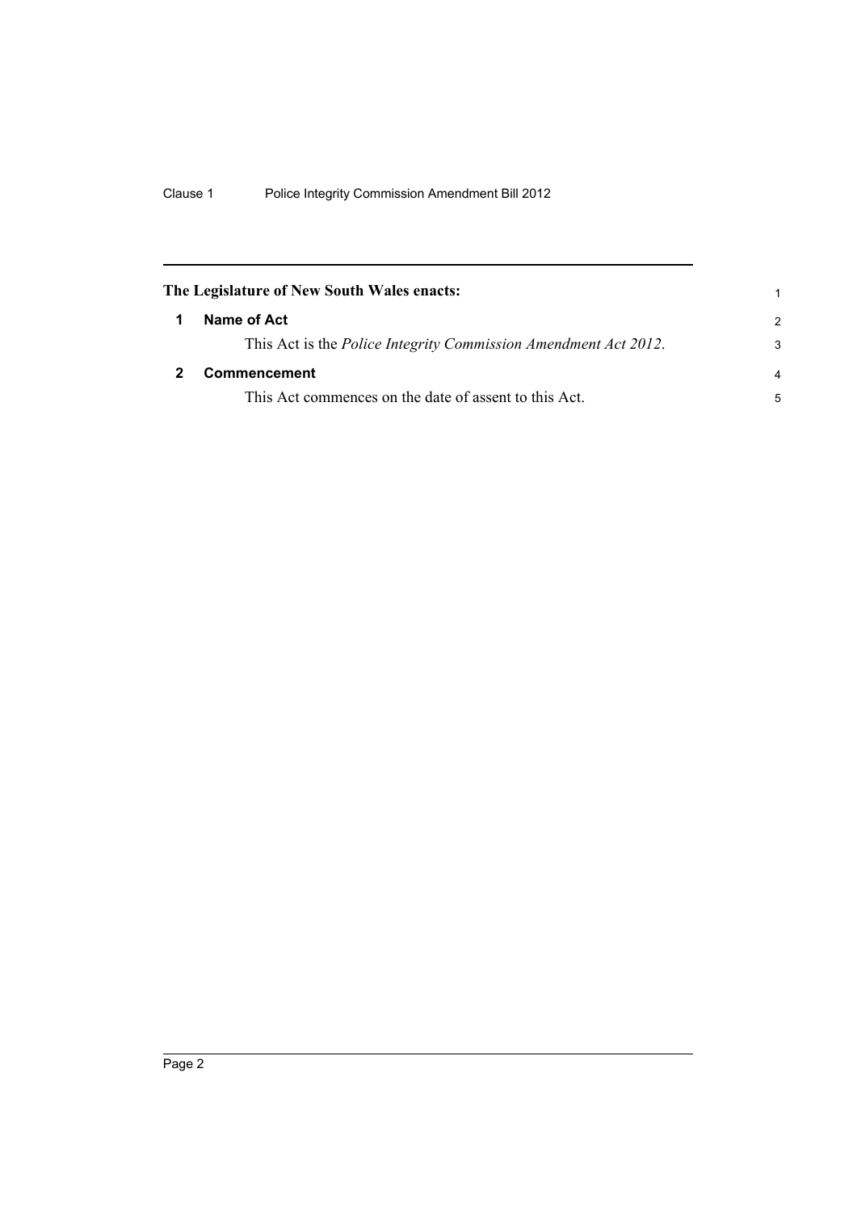**The Legislature of New South Wales enacts:**

## 1 Name of Act

This Act is the *Police Integrity Commission Amendment Act 2012*.

## 2 Commencement

This Act commences on the date of assent to this Act.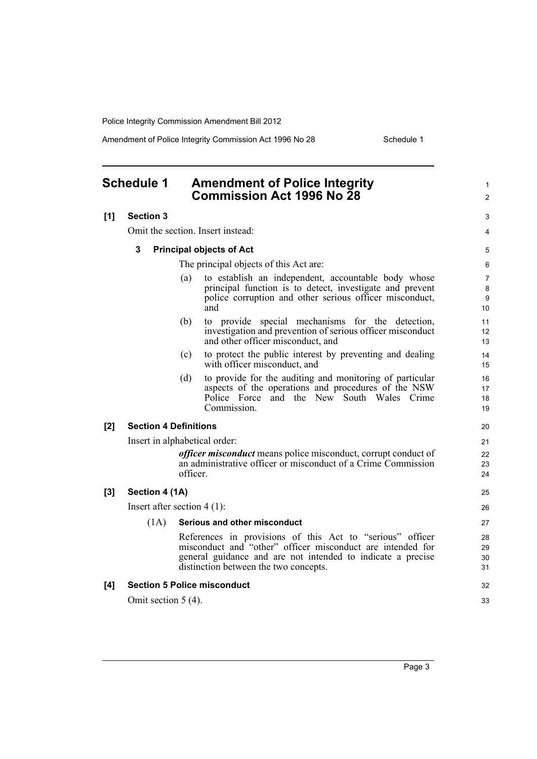# Schedule 1 Amendment of Police Integrity Commission Act 1996 No 28

**[1] Section 3**

Omit the section. Insert instead:

**3 Principal objects of Act**

The principal objects of this Act are:

(a) to establish an independent, accountable body whose principal function is to detect, investigate and prevent police corruption and other serious officer misconduct, and

(b) to provide special mechanisms for the detection, investigation and prevention of serious officer misconduct and other officer misconduct, and

(c) to protect the public interest by preventing and dealing with officer misconduct, and

(d) to provide for the auditing and monitoring of particular aspects of the operations and procedures of the NSW Police Force and the New South Wales Crime Commission.

**[2] Section 4 Definitions**

Insert in alphabetical order:

***officer misconduct*** means police misconduct, corrupt conduct of an administrative officer or misconduct of a Crime Commission officer.

**[3] Section 4 (1A)**

Insert after section 4 (1):

(1A) **Serious and other misconduct**

References in provisions of this Act to "serious" officer misconduct and "other" officer misconduct are intended for general guidance and are not intended to indicate a precise distinction between the two concepts.

**[4] Section 5 Police misconduct**

Omit section 5 (4).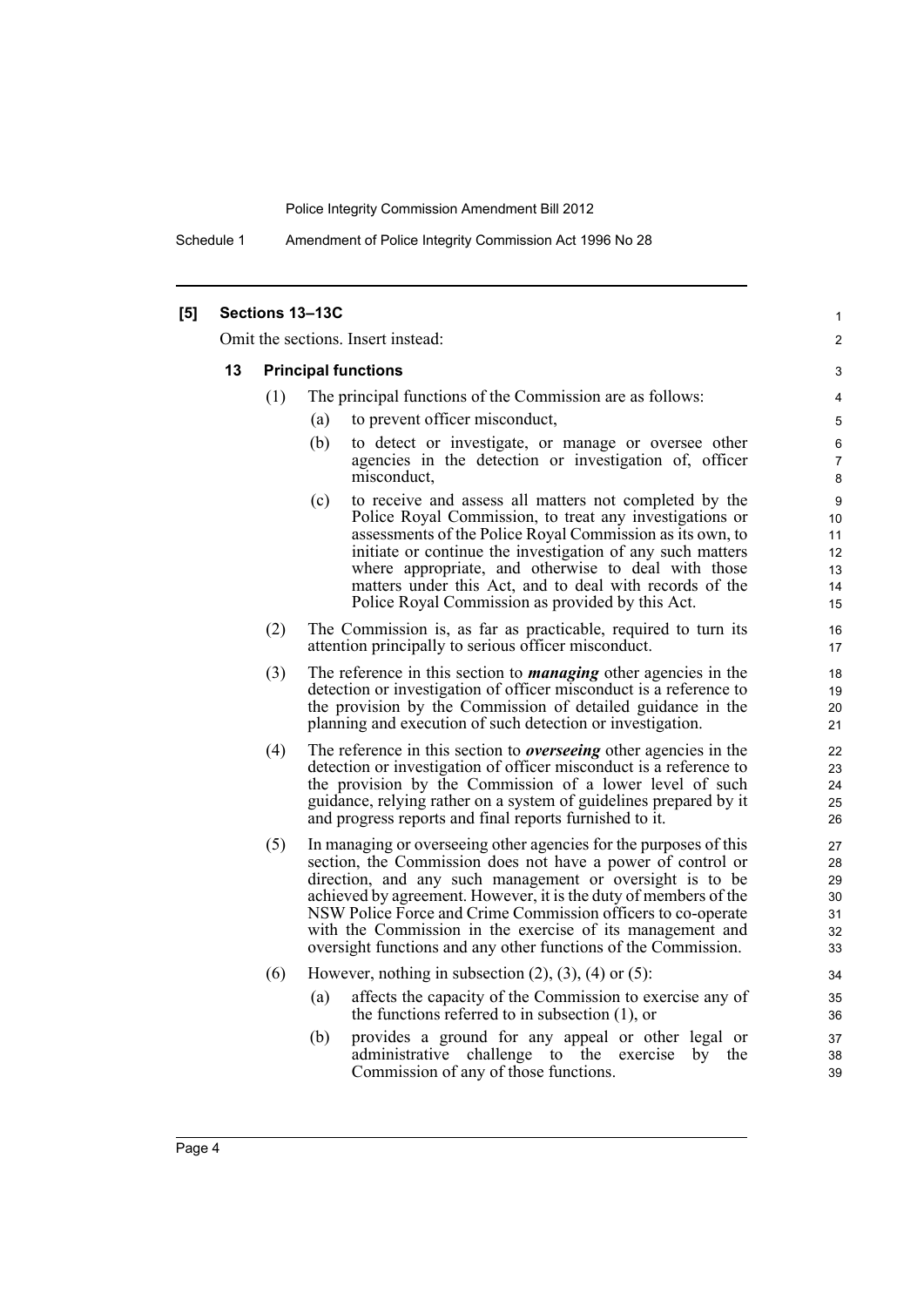## [5] Sections 13–13C

Omit the sections. Insert instead:

### 13 Principal functions

(1) The principal functions of the Commission are as follows:

(a) to prevent officer misconduct,

(b) to detect or investigate, or manage or oversee other agencies in the detection or investigation of, officer misconduct,

(c) to receive and assess all matters not completed by the Police Royal Commission, to treat any investigations or assessments of the Police Royal Commission as its own, to initiate or continue the investigation of any such matters where appropriate, and otherwise to deal with those matters under this Act, and to deal with records of the Police Royal Commission as provided by this Act.

(2) The Commission is, as far as practicable, required to turn its attention principally to serious officer misconduct.

(3) The reference in this section to ***managing*** other agencies in the detection or investigation of officer misconduct is a reference to the provision by the Commission of detailed guidance in the planning and execution of such detection or investigation.

(4) The reference in this section to ***overseeing*** other agencies in the detection or investigation of officer misconduct is a reference to the provision by the Commission of a lower level of such guidance, relying rather on a system of guidelines prepared by it and progress reports and final reports furnished to it.

(5) In managing or overseeing other agencies for the purposes of this section, the Commission does not have a power of control or direction, and any such management or oversight is to be achieved by agreement. However, it is the duty of members of the NSW Police Force and Crime Commission officers to co-operate with the Commission in the exercise of its management and oversight functions and any other functions of the Commission.

(6) However, nothing in subsection (2), (3), (4) or (5):

(a) affects the capacity of the Commission to exercise any of the functions referred to in subsection (1), or

(b) provides a ground for any appeal or other legal or administrative challenge to the exercise by the Commission of any of those functions.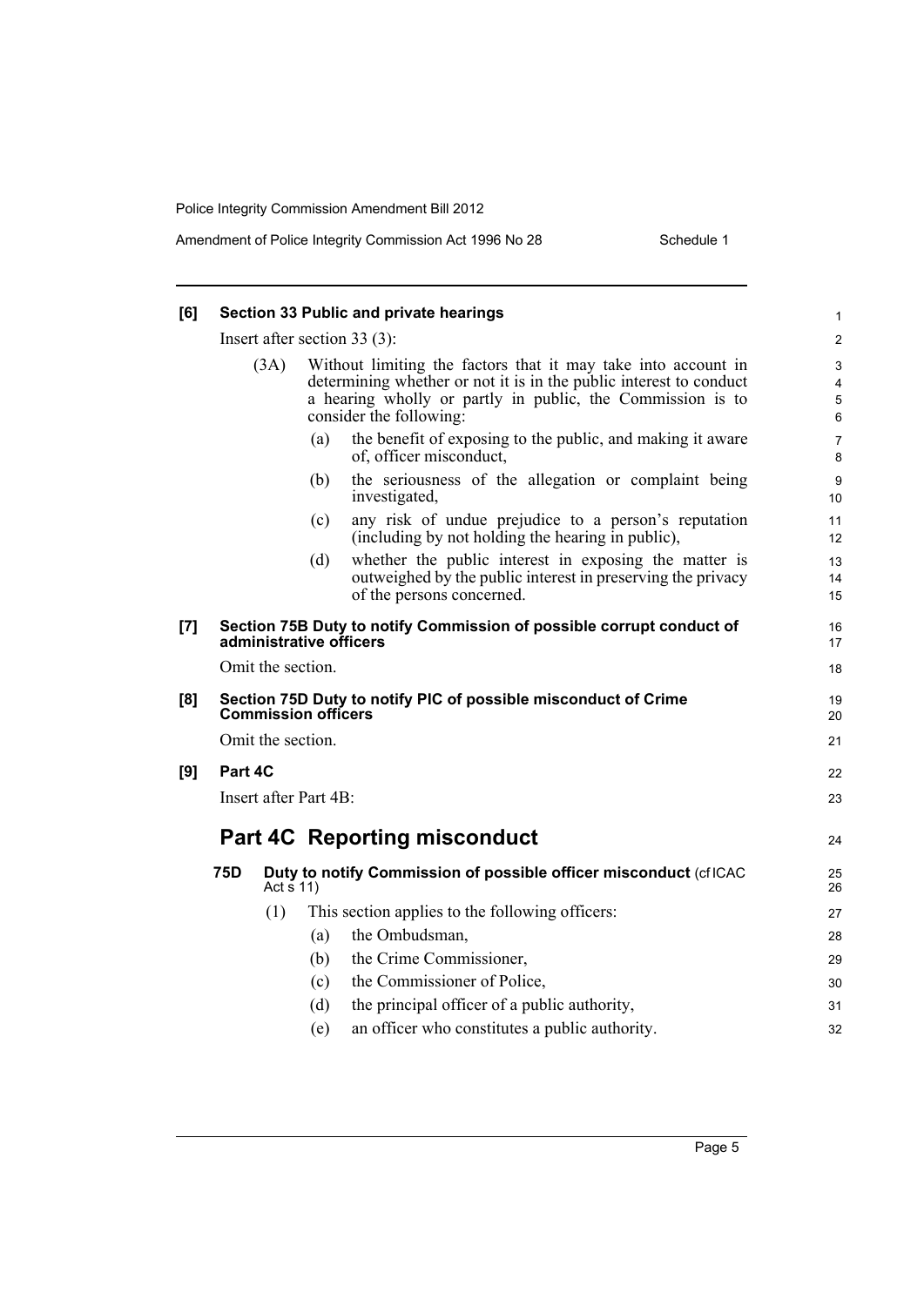**[6] Section 33 Public and private hearings**

Insert after section 33 (3):

(3A) Without limiting the factors that it may take into account in determining whether or not it is in the public interest to conduct a hearing wholly or partly in public, the Commission is to consider the following:

(a) the benefit of exposing to the public, and making it aware of, officer misconduct,

(b) the seriousness of the allegation or complaint being investigated,

(c) any risk of undue prejudice to a person's reputation (including by not holding the hearing in public),

(d) whether the public interest in exposing the matter is outweighed by the public interest in preserving the privacy of the persons concerned.

**[7] Section 75B Duty to notify Commission of possible corrupt conduct of administrative officers**

Omit the section.

**[8] Section 75D Duty to notify PIC of possible misconduct of Crime Commission officers**

Omit the section.

**[9] Part 4C**

Insert after Part 4B:

## Part 4C Reporting misconduct

**75D Duty to notify Commission of possible officer misconduct** (cf ICAC Act s 11)

(1) This section applies to the following officers:

(a) the Ombudsman,

(b) the Crime Commissioner,

(c) the Commissioner of Police,

(d) the principal officer of a public authority,

(e) an officer who constitutes a public authority.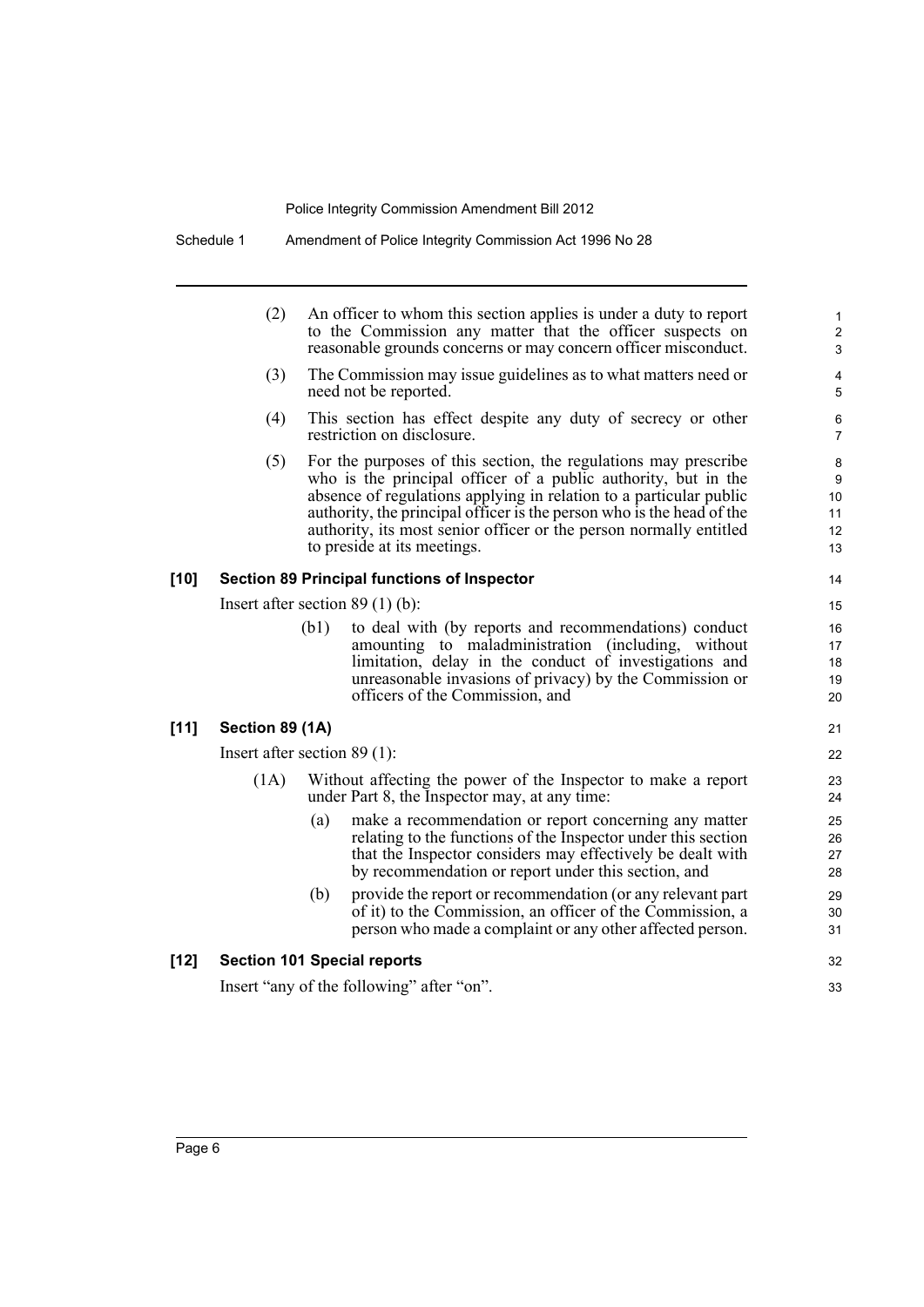(2) An officer to whom this section applies is under a duty to report to the Commission any matter that the officer suspects on reasonable grounds concerns or may concern officer misconduct.

(3) The Commission may issue guidelines as to what matters need or need not be reported.

(4) This section has effect despite any duty of secrecy or other restriction on disclosure.

(5) For the purposes of this section, the regulations may prescribe who is the principal officer of a public authority, but in the absence of regulations applying in relation to a particular public authority, the principal officer is the person who is the head of the authority, its most senior officer or the person normally entitled to preside at its meetings.

**[10] Section 89 Principal functions of Inspector**

Insert after section 89 (1) (b):

(b1) to deal with (by reports and recommendations) conduct amounting to maladministration (including, without limitation, delay in the conduct of investigations and unreasonable invasions of privacy) by the Commission or officers of the Commission, and

**[11] Section 89 (1A)**

Insert after section 89 (1):

(1A) Without affecting the power of the Inspector to make a report under Part 8, the Inspector may, at any time:

(a) make a recommendation or report concerning any matter relating to the functions of the Inspector under this section that the Inspector considers may effectively be dealt with by recommendation or report under this section, and

(b) provide the report or recommendation (or any relevant part of it) to the Commission, an officer of the Commission, a person who made a complaint or any other affected person.

**[12] Section 101 Special reports**

Insert "any of the following" after "on".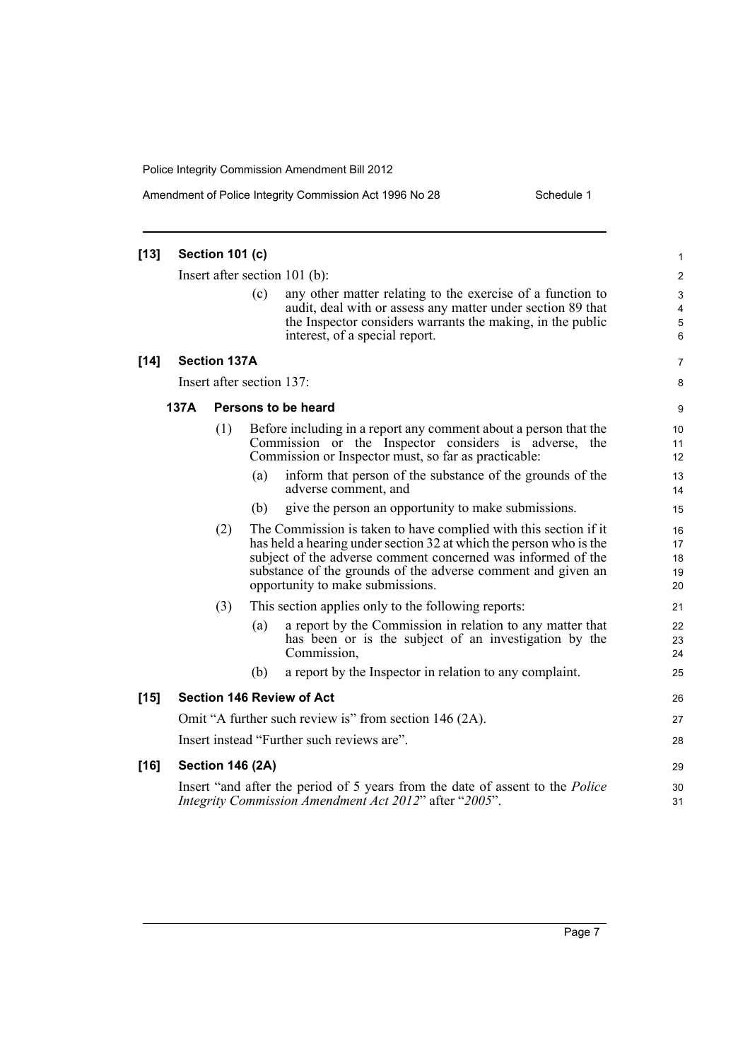**[13] Section 101 (c)**

Insert after section 101 (b):

(c) any other matter relating to the exercise of a function to audit, deal with or assess any matter under section 89 that the Inspector considers warrants the making, in the public interest, of a special report.

**[14] Section 137A**

Insert after section 137:

**137A Persons to be heard**

(1) Before including in a report any comment about a person that the Commission or the Inspector considers is adverse, the Commission or Inspector must, so far as practicable:

(a) inform that person of the substance of the grounds of the adverse comment, and

(b) give the person an opportunity to make submissions.

(2) The Commission is taken to have complied with this section if it has held a hearing under section 32 at which the person who is the subject of the adverse comment concerned was informed of the substance of the grounds of the adverse comment and given an opportunity to make submissions.

(3) This section applies only to the following reports:

(a) a report by the Commission in relation to any matter that has been or is the subject of an investigation by the Commission,

(b) a report by the Inspector in relation to any complaint.

**[15] Section 146 Review of Act**

Omit "A further such review is" from section 146 (2A).

Insert instead "Further such reviews are".

**[16] Section 146 (2A)**

Insert "and after the period of 5 years from the date of assent to the *Police Integrity Commission Amendment Act 2012*" after "*2005*".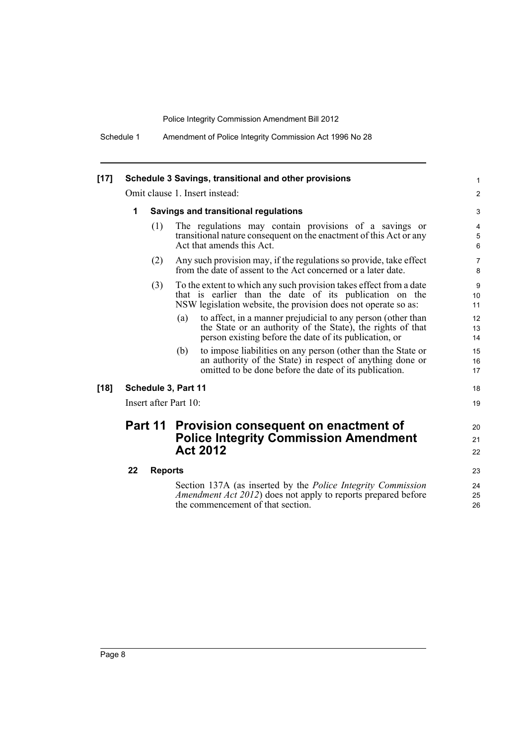**[17] Schedule 3 Savings, transitional and other provisions**

Omit clause 1. Insert instead:

**1 Savings and transitional regulations**

(1) The regulations may contain provisions of a savings or transitional nature consequent on the enactment of this Act or any Act that amends this Act.

(2) Any such provision may, if the regulations so provide, take effect from the date of assent to the Act concerned or a later date.

(3) To the extent to which any such provision takes effect from a date that is earlier than the date of its publication on the NSW legislation website, the provision does not operate so as:

(a) to affect, in a manner prejudicial to any person (other than the State or an authority of the State), the rights of that person existing before the date of its publication, or

(b) to impose liabilities on any person (other than the State or an authority of the State) in respect of anything done or omitted to be done before the date of its publication.

**[18] Schedule 3, Part 11**

Insert after Part 10:

## Part 11 Provision consequent on enactment of Police Integrity Commission Amendment Act 2012

**22 Reports**

Section 137A (as inserted by the *Police Integrity Commission Amendment Act 2012*) does not apply to reports prepared before the commencement of that section.